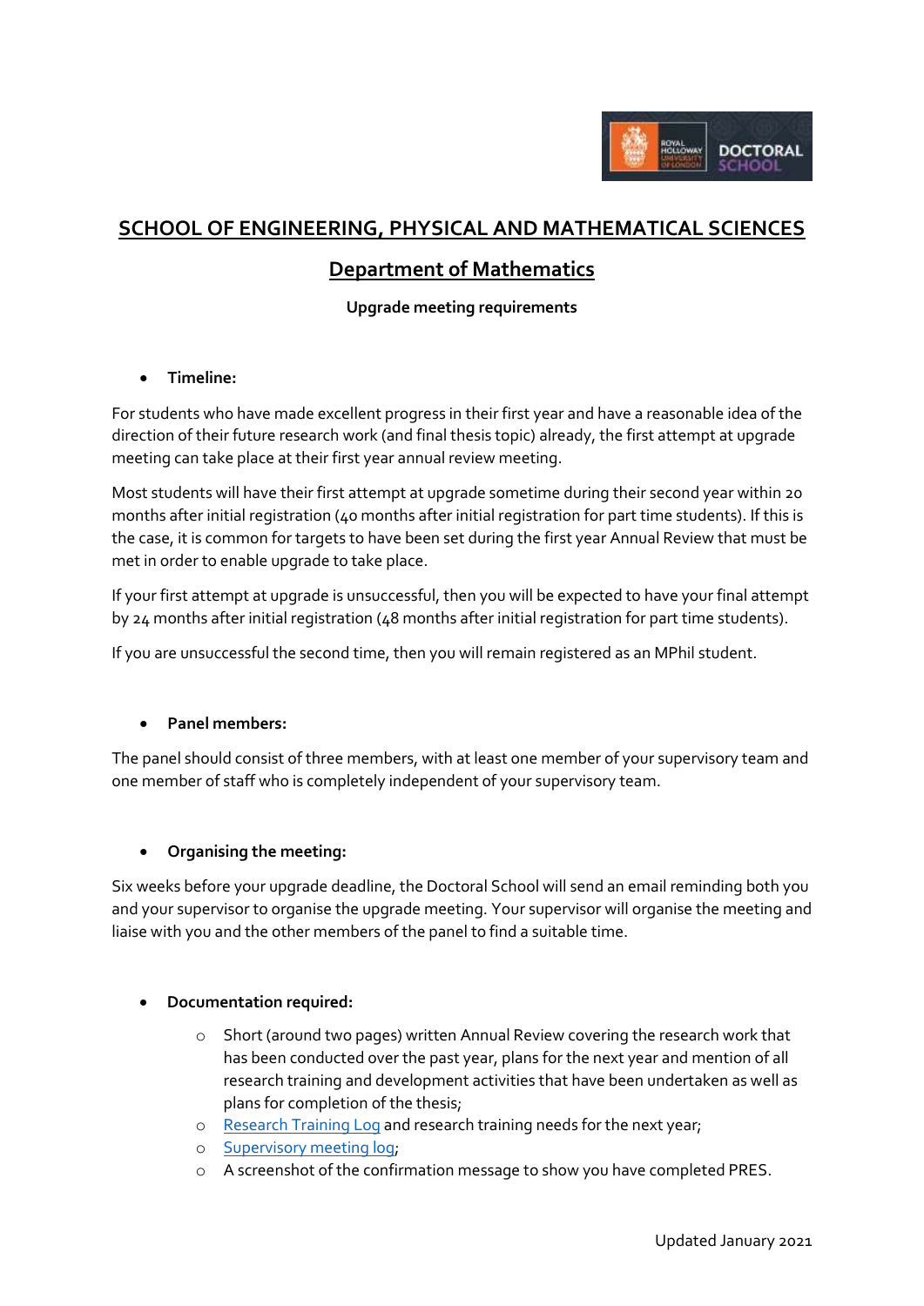## SCHOOL OF ENGINEERING, PHYSICAL AND MATHEMATICAL SCIENCES

## Department of Mathematics

**Upgrade meeting requirements**

- **Timeline:**

For students who have made excellent progress in their first year and have a reasonable idea of the direction of their future research work (and final thesis topic) already, the first attempt at upgrade meeting can take place at their first year annual review meeting.

Most students will have their first attempt at upgrade sometime during their second year within 20 months after initial registration (40 months after initial registration for part time students). If this is the case, it is common for targets to have been set during the first year Annual Review that must be met in order to enable upgrade to take place.

If your first attempt at upgrade is unsuccessful, then you will be expected to have your final attempt by 24 months after initial registration (48 months after initial registration for part time students).

If you are unsuccessful the second time, then you will remain registered as an MPhil student.

- **Panel members:**

The panel should consist of three members, with at least one member of your supervisory team and one member of staff who is completely independent of your supervisory team.

- **Organising the meeting:**

Six weeks before your upgrade deadline, the Doctoral School will send an email reminding both you and your supervisor to organise the upgrade meeting. Your supervisor will organise the meeting and liaise with you and the other members of the panel to find a suitable time.

- **Documentation required:**
  - Short (around two pages) written Annual Review covering the research work that has been conducted over the past year, plans for the next year and mention of all research training and development activities that have been undertaken as well as plans for completion of the thesis;
  - Research Training Log and research training needs for the next year;
  - Supervisory meeting log;
  - A screenshot of the confirmation message to show you have completed PRES.

Updated January 2021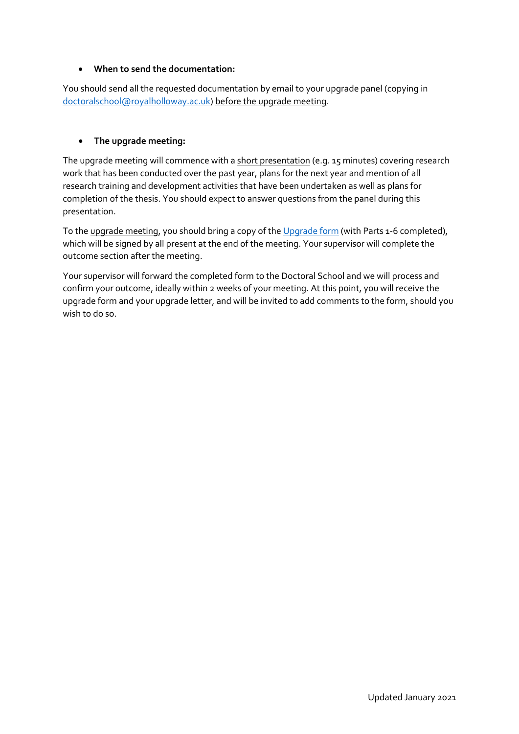- **When to send the documentation:**

You should send all the requested documentation by email to your upgrade panel (copying in [doctoralschool@royalholloway.ac.uk](mailto:doctoralschool@royalholloway.ac.uk)) before the upgrade meeting.

- **The upgrade meeting:**

The upgrade meeting will commence with a short presentation (e.g. 15 minutes) covering research work that has been conducted over the past year, plans for the next year and mention of all research training and development activities that have been undertaken as well as plans for completion of the thesis. You should expect to answer questions from the panel during this presentation.

To the upgrade meeting, you should bring a copy of the Upgrade form (with Parts 1-6 completed), which will be signed by all present at the end of the meeting. Your supervisor will complete the outcome section after the meeting.

Your supervisor will forward the completed form to the Doctoral School and we will process and confirm your outcome, ideally within 2 weeks of your meeting. At this point, you will receive the upgrade form and your upgrade letter, and will be invited to add comments to the form, should you wish to do so.

Updated January 2021